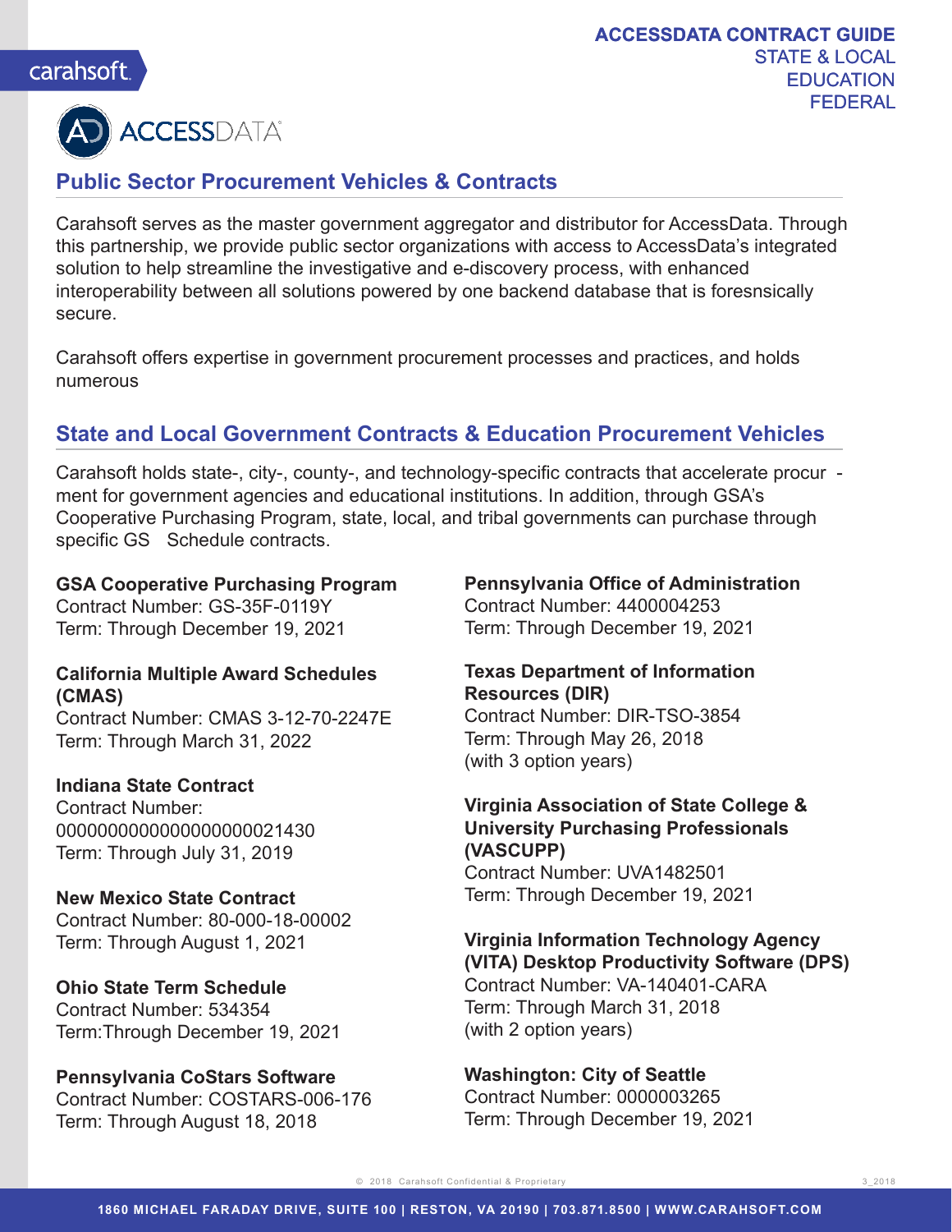ACCESSDATA CONTRACT GUIDE
STATE & LOCAL
EDUCATION
FEDERAL

carahsoft.

ACCESSDATA

## Public Sector Procurement Vehicles & Contracts

Carahsoft serves as the master government aggregator and distributor for AccessData. Through this partnership, we provide public sector organizations with access to AccessData's integrated solution to help streamline the investigative and e-discovery process, with enhanced interoperability between all solutions powered by one backend database that is foresnsically secure.

Carahsoft offers expertise in government procurement processes and practices, and holds numerous

## State and Local Government Contracts & Education Procurement Vehicles

Carahsoft holds state-, city-, county-, and technology-specific contracts that accelerate procurement for government agencies and educational institutions. In addition, through GSA's Cooperative Purchasing Program, state, local, and tribal governments can purchase through specific GS Schedule contracts.

**GSA Cooperative Purchasing Program**
Contract Number: GS-35F-0119Y
Term: Through December 19, 2021

**California Multiple Award Schedules (CMAS)**
Contract Number: CMAS 3-12-70-2247E
Term: Through March 31, 2022

**Indiana State Contract**
Contract Number: 0000000000000000000021430
Term: Through July 31, 2019

**New Mexico State Contract**
Contract Number: 80-000-18-00002
Term: Through August 1, 2021

**Ohio State Term Schedule**
Contract Number: 534354
Term:Through December 19, 2021

**Pennsylvania CoStars Software**
Contract Number: COSTARS-006-176
Term: Through August 18, 2018

**Pennsylvania Office of Administration**
Contract Number: 4400004253
Term: Through December 19, 2021

**Texas Department of Information Resources (DIR)**
Contract Number: DIR-TSO-3854
Term: Through May 26, 2018
(with 3 option years)

**Virginia Association of State College & University Purchasing Professionals (VASCUPP)**
Contract Number: UVA1482501
Term: Through December 19, 2021

**Virginia Information Technology Agency (VITA) Desktop Productivity Software (DPS)**
Contract Number: VA-140401-CARA
Term: Through March 31, 2018
(with 2 option years)

**Washington: City of Seattle**
Contract Number: 0000003265
Term: Through December 19, 2021

© 2018 Carahsoft Confidential & Proprietary 3_2018

1860 MICHAEL FARADAY DRIVE, SUITE 100 | RESTON, VA 20190 | 703.871.8500 | WWW.CARAHSOFT.COM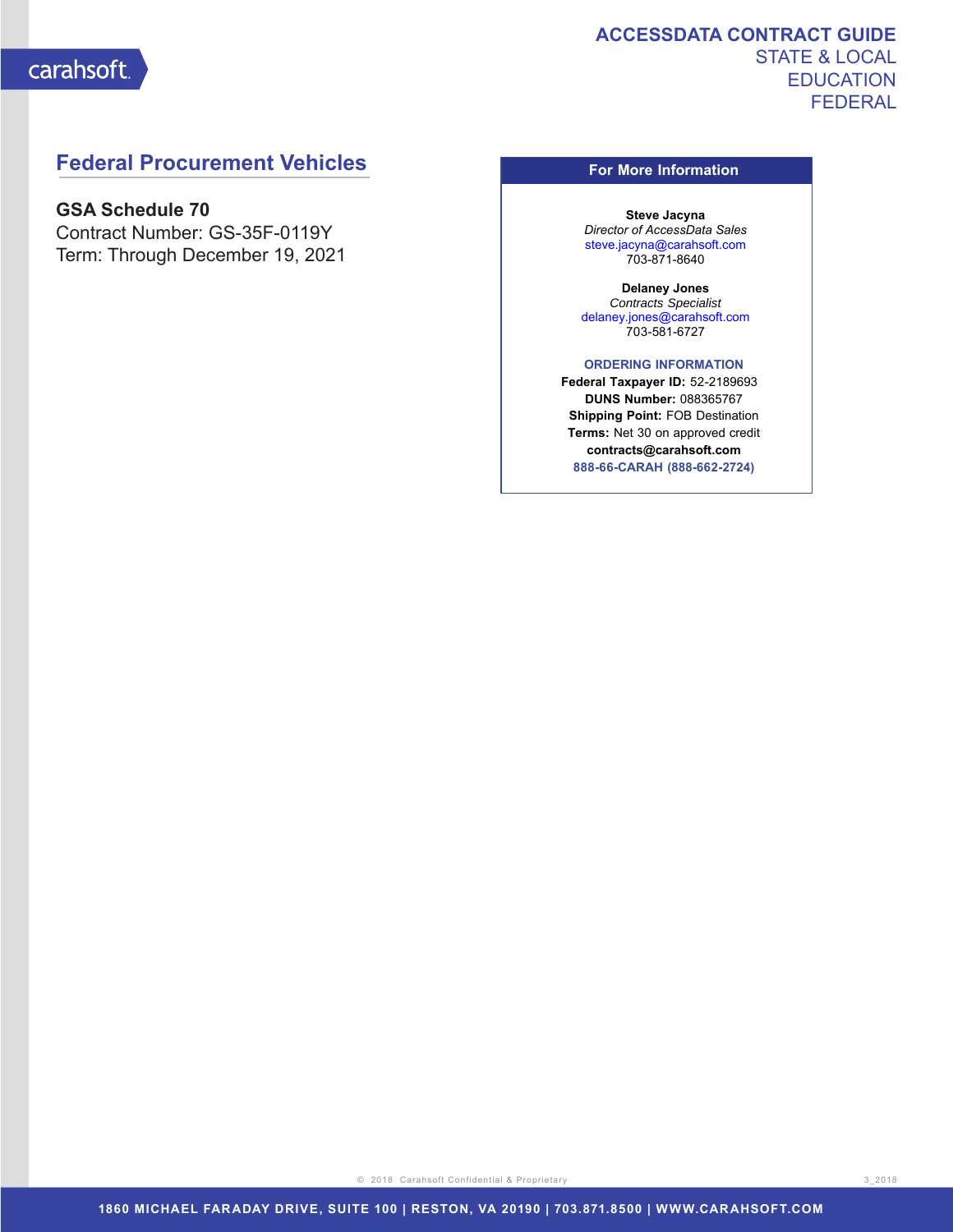# ACCESSDATA CONTRACT GUIDE

STATE & LOCAL
EDUCATION
FEDERAL

## Federal Procurement Vehicles

**GSA Schedule 70**
Contract Number: GS-35F-0119Y
Term: Through December 19, 2021

### For More Information

**Steve Jacyna**
*Director of AccessData Sales*
steve.jacyna@carahsoft.com
703-871-8640

**Delaney Jones**
*Contracts Specialist*
delaney.jones@carahsoft.com
703-581-6727

**ORDERING INFORMATION**
**Federal Taxpayer ID:** 52-2189693
**DUNS Number:** 088365767
**Shipping Point:** FOB Destination
**Terms:** Net 30 on approved credit
**contracts@carahsoft.com**
**888-66-CARAH (888-662-2724)**

© 2018 Carahsoft Confidential & Proprietary

1860 MICHAEL FARADAY DRIVE, SUITE 100 | RESTON, VA 20190 | 703.871.8500 | WWW.CARAHSOFT.COM